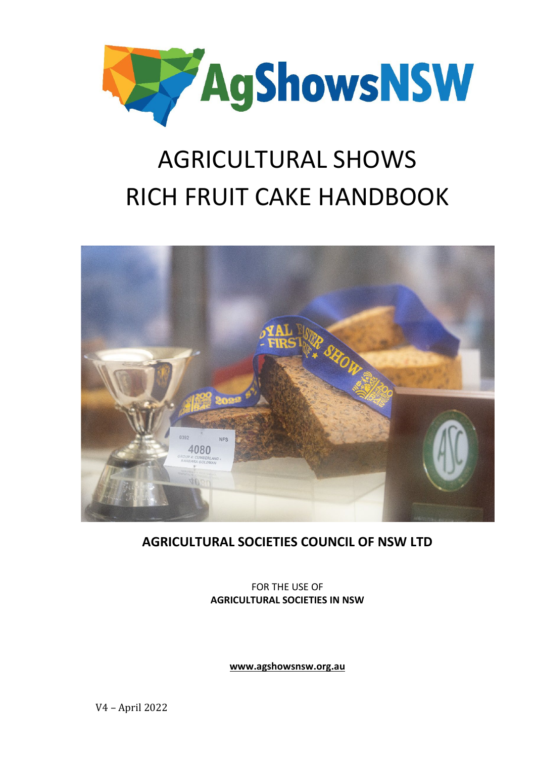AgShowsNSW

# AGRICULTURAL SHOWS RICH FRUIT CAKE HANDBOOK

**AGRICULTURAL SOCIETIES COUNCIL OF NSW LTD**

FOR THE USE OF
**AGRICULTURAL SOCIETIES IN NSW**

**www.agshowsnsw.org.au**

V4 – April 2022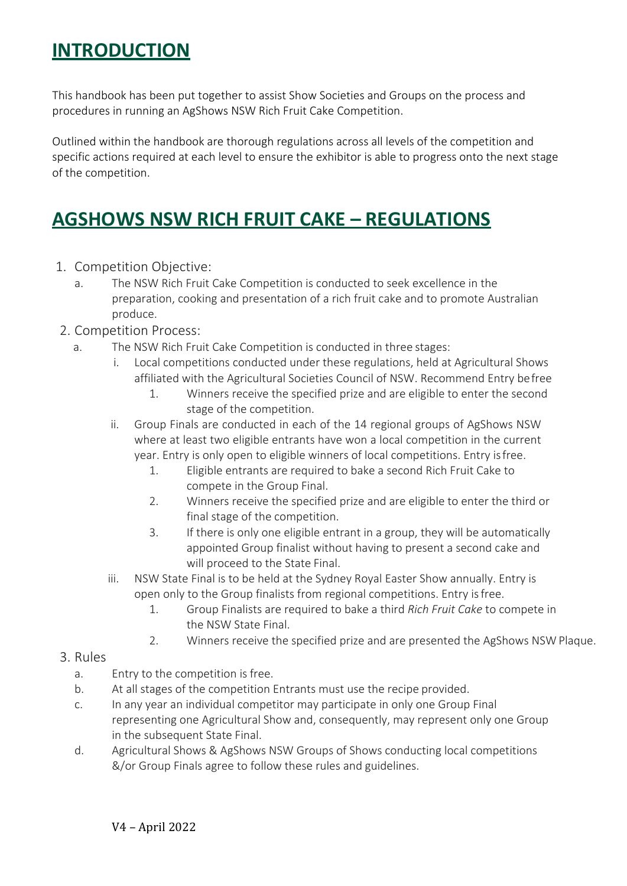# INTRODUCTION

This handbook has been put together to assist Show Societies and Groups on the process and procedures in running an AgShows NSW Rich Fruit Cake Competition.

Outlined within the handbook are thorough regulations across all levels of the competition and specific actions required at each level to ensure the exhibitor is able to progress onto the next stage of the competition.

# AGSHOWS NSW RICH FRUIT CAKE – REGULATIONS

1. Competition Objective:
   a. The NSW Rich Fruit Cake Competition is conducted to seek excellence in the preparation, cooking and presentation of a rich fruit cake and to promote Australian produce.
2. Competition Process:
   a. The NSW Rich Fruit Cake Competition is conducted in three stages:
      i. Local competitions conducted under these regulations, held at Agricultural Shows affiliated with the Agricultural Societies Council of NSW. Recommend Entry be free
         1. Winners receive the specified prize and are eligible to enter the second stage of the competition.
      ii. Group Finals are conducted in each of the 14 regional groups of AgShows NSW where at least two eligible entrants have won a local competition in the current year. Entry is only open to eligible winners of local competitions. Entry is free.
         1. Eligible entrants are required to bake a second Rich Fruit Cake to compete in the Group Final.
         2. Winners receive the specified prize and are eligible to enter the third or final stage of the competition.
         3. If there is only one eligible entrant in a group, they will be automatically appointed Group finalist without having to present a second cake and will proceed to the State Final.
      iii. NSW State Final is to be held at the Sydney Royal Easter Show annually. Entry is open only to the Group finalists from regional competitions. Entry is free.
         1. Group Finalists are required to bake a third *Rich Fruit Cake* to compete in the NSW State Final.
         2. Winners receive the specified prize and are presented the AgShows NSW Plaque.
3. Rules
   a. Entry to the competition is free.
   b. At all stages of the competition Entrants must use the recipe provided.
   c. In any year an individual competitor may participate in only one Group Final representing one Agricultural Show and, consequently, may represent only one Group in the subsequent State Final.
   d. Agricultural Shows & AgShows NSW Groups of Shows conducting local competitions &/or Group Finals agree to follow these rules and guidelines.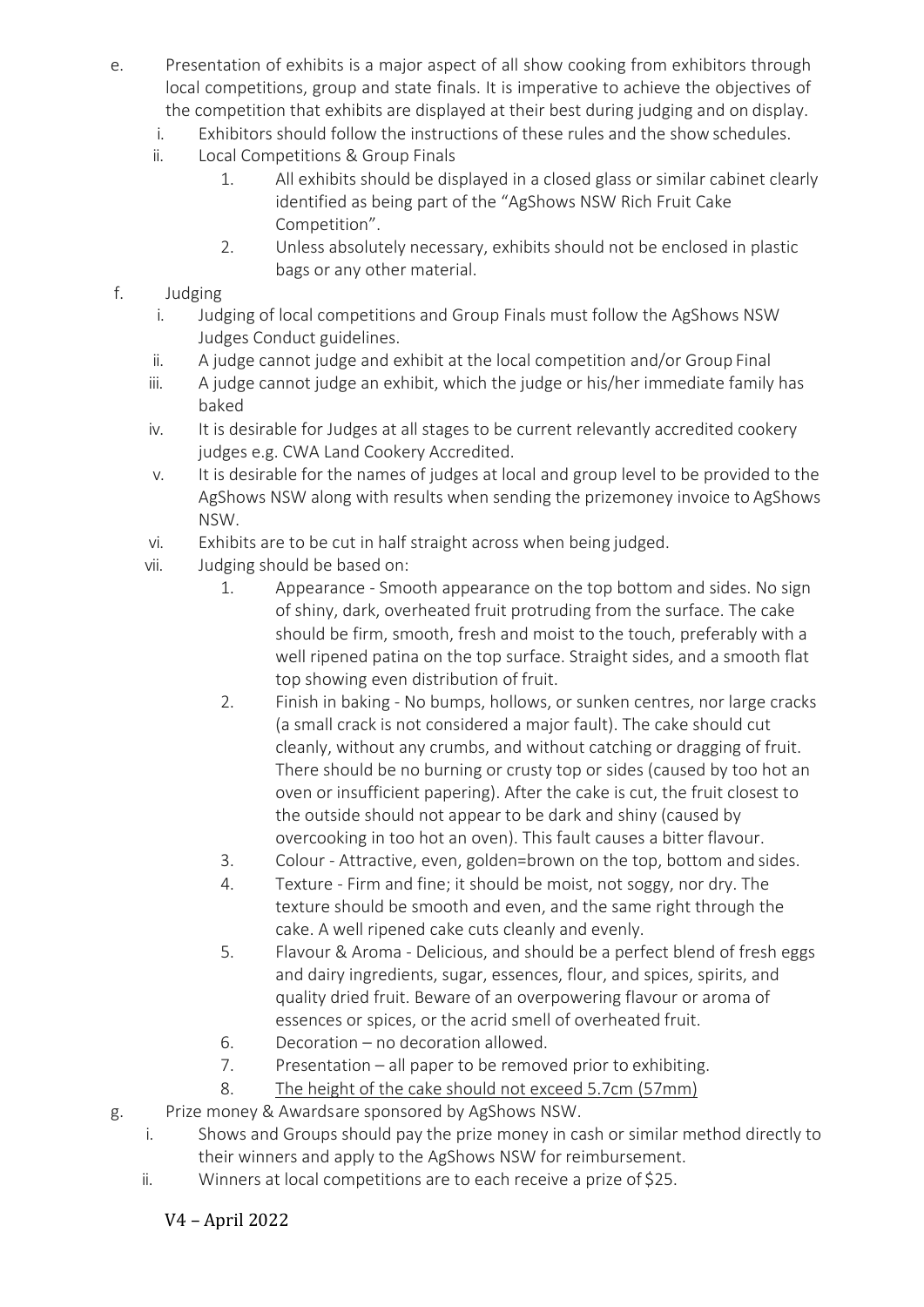e. Presentation of exhibits is a major aspect of all show cooking from exhibitors through local competitions, group and state finals. It is imperative to achieve the objectives of the competition that exhibits are displayed at their best during judging and on display.
   i. Exhibitors should follow the instructions of these rules and the show schedules.
   ii. Local Competitions & Group Finals
      1. All exhibits should be displayed in a closed glass or similar cabinet clearly identified as being part of the "AgShows NSW Rich Fruit Cake Competition".
      2. Unless absolutely necessary, exhibits should not be enclosed in plastic bags or any other material.

f. Judging
   i. Judging of local competitions and Group Finals must follow the AgShows NSW Judges Conduct guidelines.
   ii. A judge cannot judge and exhibit at the local competition and/or Group Final
   iii. A judge cannot judge an exhibit, which the judge or his/her immediate family has baked
   iv. It is desirable for Judges at all stages to be current relevantly accredited cookery judges e.g. CWA Land Cookery Accredited.
   v. It is desirable for the names of judges at local and group level to be provided to the AgShows NSW along with results when sending the prizemoney invoice to AgShows NSW.
   vi. Exhibits are to be cut in half straight across when being judged.
   vii. Judging should be based on:
      1. Appearance - Smooth appearance on the top bottom and sides. No sign of shiny, dark, overheated fruit protruding from the surface. The cake should be firm, smooth, fresh and moist to the touch, preferably with a well ripened patina on the top surface. Straight sides, and a smooth flat top showing even distribution of fruit.
      2. Finish in baking - No bumps, hollows, or sunken centres, nor large cracks (a small crack is not considered a major fault). The cake should cut cleanly, without any crumbs, and without catching or dragging of fruit. There should be no burning or crusty top or sides (caused by too hot an oven or insufficient papering). After the cake is cut, the fruit closest to the outside should not appear to be dark and shiny (caused by overcooking in too hot an oven). This fault causes a bitter flavour.
      3. Colour - Attractive, even, golden=brown on the top, bottom and sides.
      4. Texture - Firm and fine; it should be moist, not soggy, nor dry. The texture should be smooth and even, and the same right through the cake. A well ripened cake cuts cleanly and evenly.
      5. Flavour & Aroma - Delicious, and should be a perfect blend of fresh eggs and dairy ingredients, sugar, essences, flour, and spices, spirits, and quality dried fruit. Beware of an overpowering flavour or aroma of essences or spices, or the acrid smell of overheated fruit.
      6. Decoration – no decoration allowed.
      7. Presentation – all paper to be removed prior to exhibiting.
      8. <u>The height of the cake should not exceed 5.7cm (57mm)</u>

g. Prize money & Awardsare sponsored by AgShows NSW.
   i. Shows and Groups should pay the prize money in cash or similar method directly to their winners and apply to the AgShows NSW for reimbursement.
   ii. Winners at local competitions are to each receive a prize of $25.

V4 – April 2022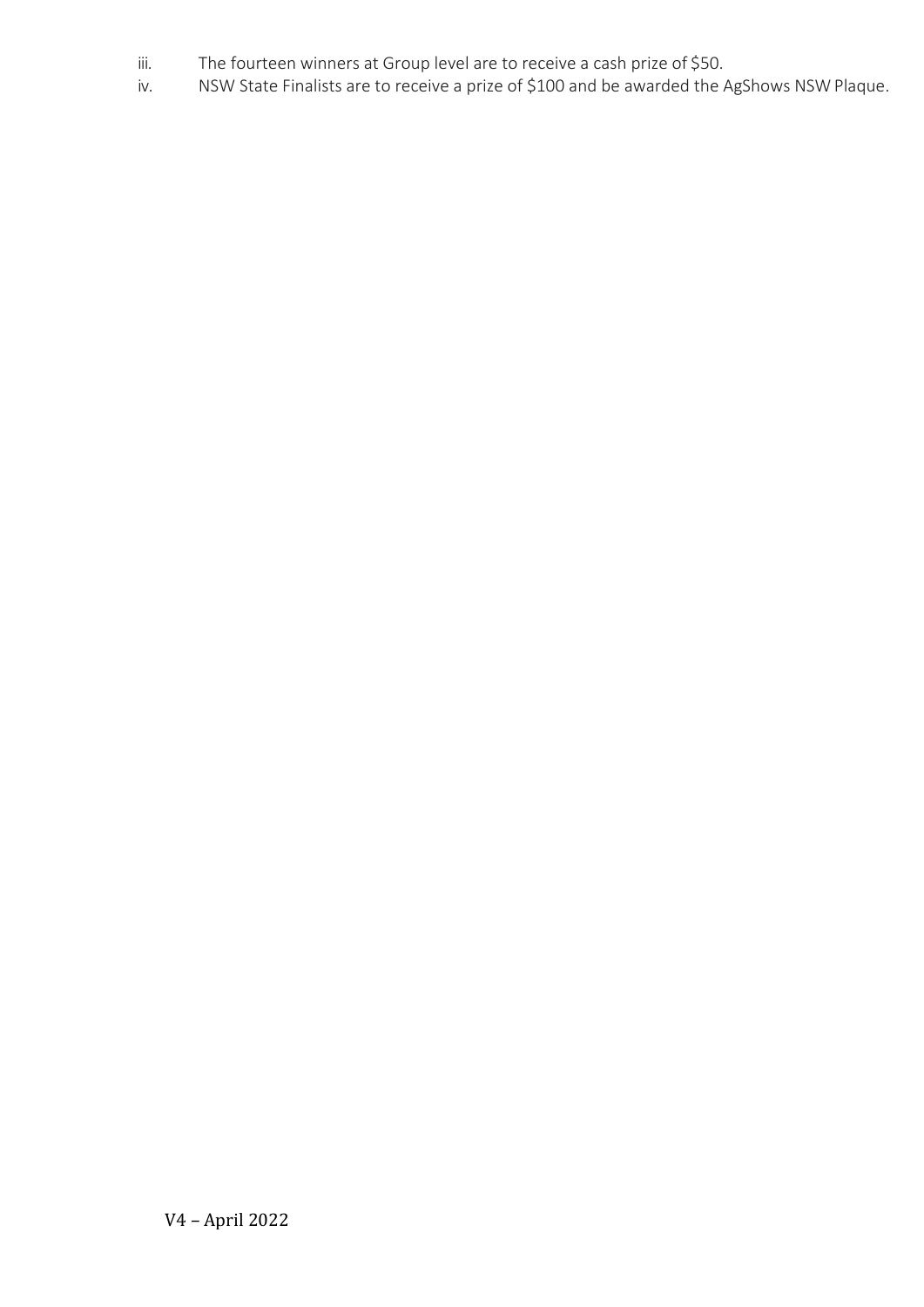iii. The fourteen winners at Group level are to receive a cash prize of $50.

iv. NSW State Finalists are to receive a prize of $100 and be awarded the AgShows NSW Plaque.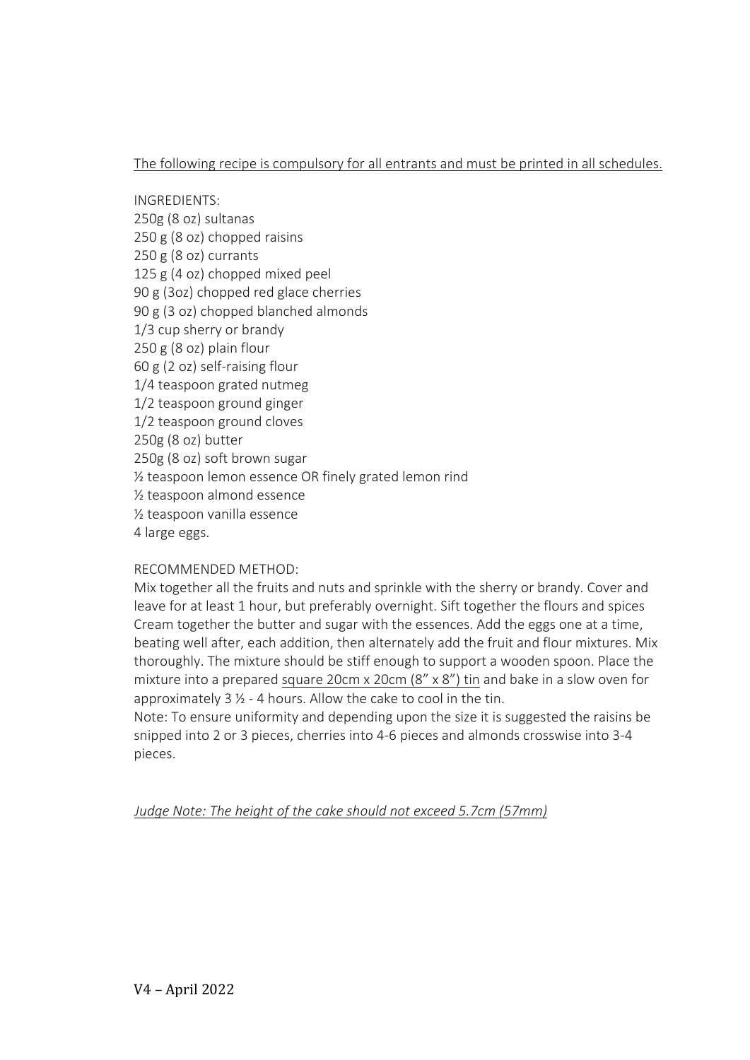<u>The following recipe is compulsory for all entrants and must be printed in all schedules.</u>

INGREDIENTS:
250g (8 oz) sultanas
250 g (8 oz) chopped raisins
250 g (8 oz) currants
125 g (4 oz) chopped mixed peel
90 g (3oz) chopped red glace cherries
90 g (3 oz) chopped blanched almonds
1/3 cup sherry or brandy
250 g (8 oz) plain flour
60 g (2 oz) self-raising flour
1/4 teaspoon grated nutmeg
1/2 teaspoon ground ginger
1/2 teaspoon ground cloves
250g (8 oz) butter
250g (8 oz) soft brown sugar
½ teaspoon lemon essence OR finely grated lemon rind
½ teaspoon almond essence
½ teaspoon vanilla essence
4 large eggs.

RECOMMENDED METHOD:
Mix together all the fruits and nuts and sprinkle with the sherry or brandy. Cover and leave for at least 1 hour, but preferably overnight. Sift together the flours and spices Cream together the butter and sugar with the essences. Add the eggs one at a time, beating well after, each addition, then alternately add the fruit and flour mixtures. Mix thoroughly. The mixture should be stiff enough to support a wooden spoon. Place the mixture into a prepared <u>square 20cm x 20cm (8" x 8") tin</u> and bake in a slow oven for approximately 3 ½ - 4 hours. Allow the cake to cool in the tin.
Note: To ensure uniformity and depending upon the size it is suggested the raisins be snipped into 2 or 3 pieces, cherries into 4-6 pieces and almonds crosswise into 3-4 pieces.

*<u>Judge Note: The height of the cake should not exceed 5.7cm (57mm)</u>*

V4 – April 2022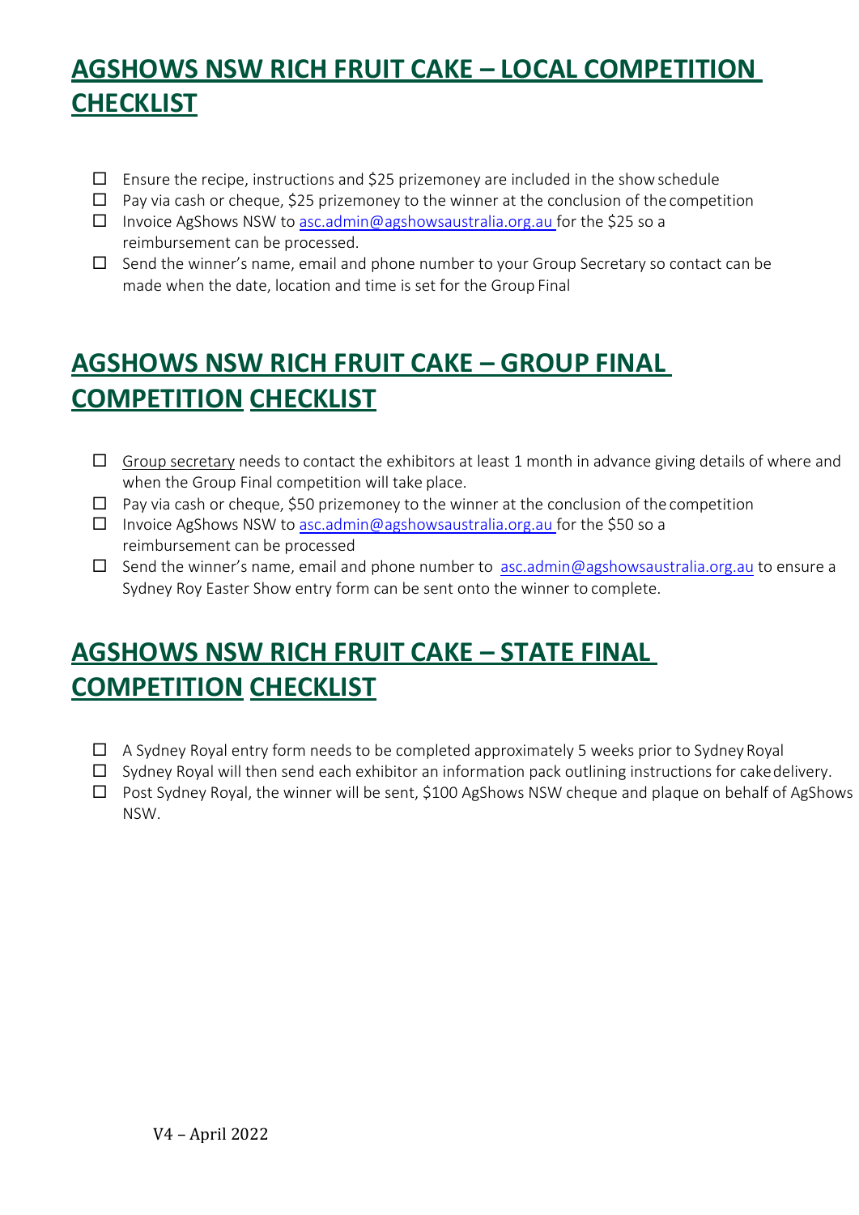## AGSHOWS NSW RICH FRUIT CAKE – LOCAL COMPETITION CHECKLIST

- ☐ Ensure the recipe, instructions and $25 prizemoney are included in the show schedule
- ☐ Pay via cash or cheque, $25 prizemoney to the winner at the conclusion of the competition
- ☐ Invoice AgShows NSW to asc.admin@agshowsaustralia.org.au for the $25 so a reimbursement can be processed.
- ☐ Send the winner's name, email and phone number to your Group Secretary so contact can be made when the date, location and time is set for the Group Final

## AGSHOWS NSW RICH FRUIT CAKE – GROUP FINAL COMPETITION CHECKLIST

- ☐ Group secretary needs to contact the exhibitors at least 1 month in advance giving details of where and when the Group Final competition will take place.
- ☐ Pay via cash or cheque, $50 prizemoney to the winner at the conclusion of the competition
- ☐ Invoice AgShows NSW to asc.admin@agshowsaustralia.org.au for the $50 so a reimbursement can be processed
- ☐ Send the winner's name, email and phone number to asc.admin@agshowsaustralia.org.au to ensure a Sydney Roy Easter Show entry form can be sent onto the winner to complete.

## AGSHOWS NSW RICH FRUIT CAKE – STATE FINAL COMPETITION CHECKLIST

- ☐ A Sydney Royal entry form needs to be completed approximately 5 weeks prior to Sydney Royal
- ☐ Sydney Royal will then send each exhibitor an information pack outlining instructions for cake delivery.
- ☐ Post Sydney Royal, the winner will be sent, $100 AgShows NSW cheque and plaque on behalf of AgShows NSW.

V4 – April 2022